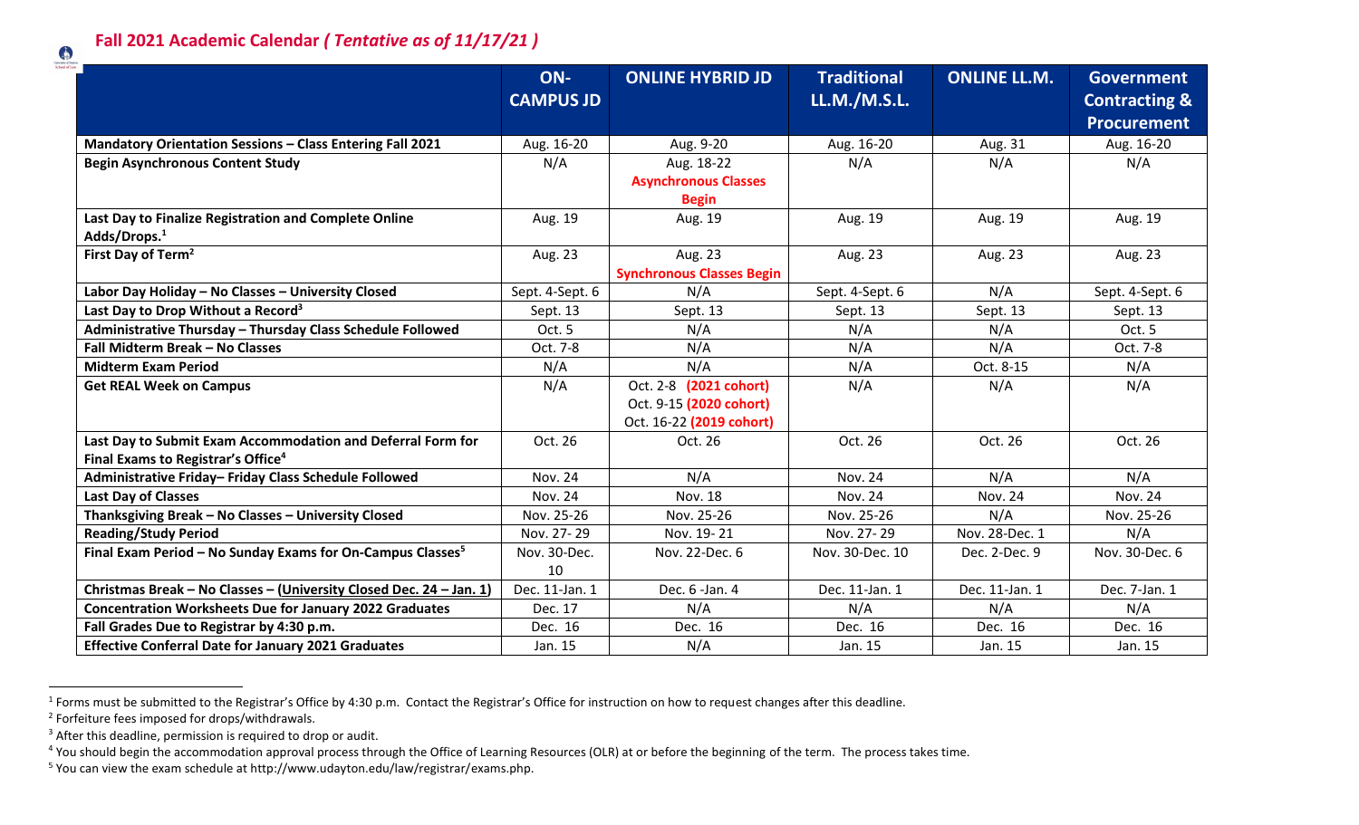## Fall 2021 Academic Calendar *( Tentative as of 11/17/21 )*

| | ON-CAMPUS JD | ONLINE HYBRID JD | Traditional LL.M./M.S.L. | ONLINE LL.M. | Government Contracting & Procurement |
|---|---|---|---|---|---|
| **Mandatory Orientation Sessions – Class Entering Fall 2021** | Aug. 16-20 | Aug. 9-20 | Aug. 16-20 | Aug. 31 | Aug. 16-20 |
| **Begin Asynchronous Content Study** | N/A | Aug. 18-22 **Asynchronous Classes Begin** | N/A | N/A | N/A |
| **Last Day to Finalize Registration and Complete Online Adds/Drops.**[1] | Aug. 19 | Aug. 19 | Aug. 19 | Aug. 19 | Aug. 19 |
| **First Day of Term**[2] | Aug. 23 | Aug. 23 **Synchronous Classes Begin** | Aug. 23 | Aug. 23 | Aug. 23 |
| **Labor Day Holiday – No Classes – University Closed** | Sept. 4-Sept. 6 | N/A | Sept. 4-Sept. 6 | N/A | Sept. 4-Sept. 6 |
| **Last Day to Drop Without a Record**[3] | Sept. 13 | Sept. 13 | Sept. 13 | Sept. 13 | Sept. 13 |
| **Administrative Thursday – Thursday Class Schedule Followed** | Oct. 5 | N/A | N/A | N/A | Oct. 5 |
| **Fall Midterm Break – No Classes** | Oct. 7-8 | N/A | N/A | N/A | Oct. 7-8 |
| **Midterm Exam Period** | N/A | N/A | N/A | Oct. 8-15 | N/A |
| **Get REAL Week on Campus** | N/A | Oct. 2-8 **(2021 cohort)** Oct. 9-15 **(2020 cohort)** Oct. 16-22 **(2019 cohort)** | N/A | N/A | N/A |
| **Last Day to Submit Exam Accommodation and Deferral Form for Final Exams to Registrar's Office**[4] | Oct. 26 | Oct. 26 | Oct. 26 | Oct. 26 | Oct. 26 |
| **Administrative Friday– Friday Class Schedule Followed** | Nov. 24 | N/A | Nov. 24 | N/A | N/A |
| **Last Day of Classes** | Nov. 24 | Nov. 18 | Nov. 24 | Nov. 24 | Nov. 24 |
| **Thanksgiving Break – No Classes – University Closed** | Nov. 25-26 | Nov. 25-26 | Nov. 25-26 | N/A | Nov. 25-26 |
| **Reading/Study Period** | Nov. 27- 29 | Nov. 19- 21 | Nov. 27- 29 | Nov. 28-Dec. 1 | N/A |
| **Final Exam Period – No Sunday Exams for On-Campus Classes**[5] | Nov. 30-Dec. 10 | Nov. 22-Dec. 6 | Nov. 30-Dec. 10 | Dec. 2-Dec. 9 | Nov. 30-Dec. 6 |
| **Christmas Break – No Classes – (University Closed Dec. 24 – Jan. 1)** | Dec. 11-Jan. 1 | Dec. 6 -Jan. 4 | Dec. 11-Jan. 1 | Dec. 11-Jan. 1 | Dec. 7-Jan. 1 |
| **Concentration Worksheets Due for January 2022 Graduates** | Dec. 17 | N/A | N/A | N/A | N/A |
| **Fall Grades Due to Registrar by 4:30 p.m.** | Dec. 16 | Dec. 16 | Dec. 16 | Dec. 16 | Dec. 16 |
| **Effective Conferral Date for January 2021 Graduates** | Jan. 15 | N/A | Jan. 15 | Jan. 15 | Jan. 15 |

[1] Forms must be submitted to the Registrar's Office by 4:30 p.m. Contact the Registrar's Office for instruction on how to request changes after this deadline.

[2] Forfeiture fees imposed for drops/withdrawals.

[3] After this deadline, permission is required to drop or audit.

[4] You should begin the accommodation approval process through the Office of Learning Resources (OLR) at or before the beginning of the term. The process takes time.

[5] You can view the exam schedule at http://www.udayton.edu/law/registrar/exams.php.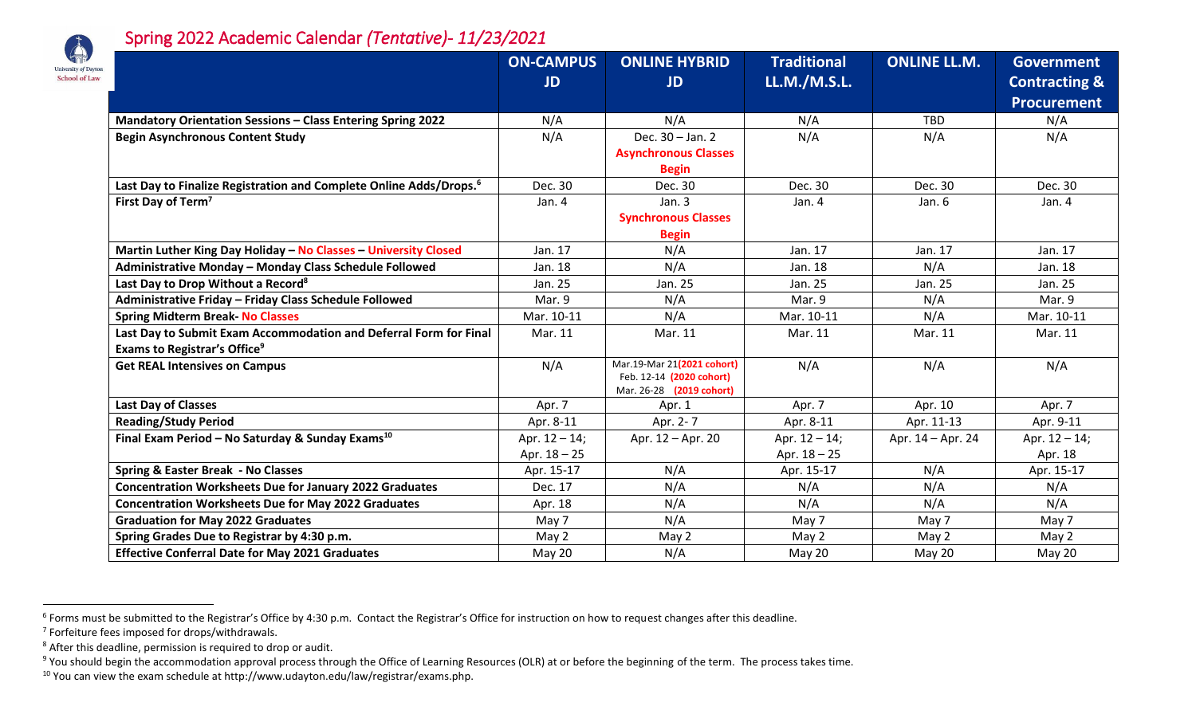## Spring 2022 Academic Calendar *(Tentative)- 11/23/2021*

University of Dayton School of Law

| | ON-CAMPUS JD | ONLINE HYBRID JD | Traditional LL.M./M.S.L. | ONLINE LL.M. | Government Contracting & Procurement |
|---|---|---|---|---|---|
| **Mandatory Orientation Sessions – Class Entering Spring 2022** | N/A | N/A | N/A | TBD | N/A |
| **Begin Asynchronous Content Study** | N/A | Dec. 30 – Jan. 2 **Asynchronous Classes Begin** | N/A | N/A | N/A |
| **Last Day to Finalize Registration and Complete Online Adds/Drops.[6]** | Dec. 30 | Dec. 30 | Dec. 30 | Dec. 30 | Dec. 30 |
| **First Day of Term[7]** | Jan. 4 | Jan. 3 **Synchronous Classes Begin** | Jan. 4 | Jan. 6 | Jan. 4 |
| **Martin Luther King Day Holiday – No Classes – University Closed** | Jan. 17 | N/A | Jan. 17 | Jan. 17 | Jan. 17 |
| **Administrative Monday – Monday Class Schedule Followed** | Jan. 18 | N/A | Jan. 18 | N/A | Jan. 18 |
| **Last Day to Drop Without a Record[8]** | Jan. 25 | Jan. 25 | Jan. 25 | Jan. 25 | Jan. 25 |
| **Administrative Friday – Friday Class Schedule Followed** | Mar. 9 | N/A | Mar. 9 | N/A | Mar. 9 |
| **Spring Midterm Break- No Classes** | Mar. 10-11 | N/A | Mar. 10-11 | N/A | Mar. 10-11 |
| **Last Day to Submit Exam Accommodation and Deferral Form for Final Exams to Registrar's Office[9]** | Mar. 11 | Mar. 11 | Mar. 11 | Mar. 11 | Mar. 11 |
| **Get REAL Intensives on Campus** | N/A | Mar.19-Mar 21**(2021 cohort)** Feb. 12-14 **(2020 cohort)** Mar. 26-28 **(2019 cohort)** | N/A | N/A | N/A |
| **Last Day of Classes** | Apr. 7 | Apr. 1 | Apr. 7 | Apr. 10 | Apr. 7 |
| **Reading/Study Period** | Apr. 8-11 | Apr. 2- 7 | Apr. 8-11 | Apr. 11-13 | Apr. 9-11 |
| **Final Exam Period – No Saturday & Sunday Exams[10]** | Apr. 12 – 14; Apr. 18 – 25 | Apr. 12 – Apr. 20 | Apr. 12 – 14; Apr. 18 – 25 | Apr. 14 – Apr. 24 | Apr. 12 – 14; Apr. 18 |
| **Spring & Easter Break - No Classes** | Apr. 15-17 | N/A | Apr. 15-17 | N/A | Apr. 15-17 |
| **Concentration Worksheets Due for January 2022 Graduates** | Dec. 17 | N/A | N/A | N/A | N/A |
| **Concentration Worksheets Due for May 2022 Graduates** | Apr. 18 | N/A | N/A | N/A | N/A |
| **Graduation for May 2022 Graduates** | May 7 | N/A | May 7 | May 7 | May 7 |
| **Spring Grades Due to Registrar by 4:30 p.m.** | May 2 | May 2 | May 2 | May 2 | May 2 |
| **Effective Conferral Date for May 2021 Graduates** | May 20 | N/A | May 20 | May 20 | May 20 |

[6] Forms must be submitted to the Registrar's Office by 4:30 p.m. Contact the Registrar's Office for instruction on how to request changes after this deadline.

[7] Forfeiture fees imposed for drops/withdrawals.

[8] After this deadline, permission is required to drop or audit.

[9] You should begin the accommodation approval process through the Office of Learning Resources (OLR) at or before the beginning of the term. The process takes time.

[10] You can view the exam schedule at http://www.udayton.edu/law/registrar/exams.php.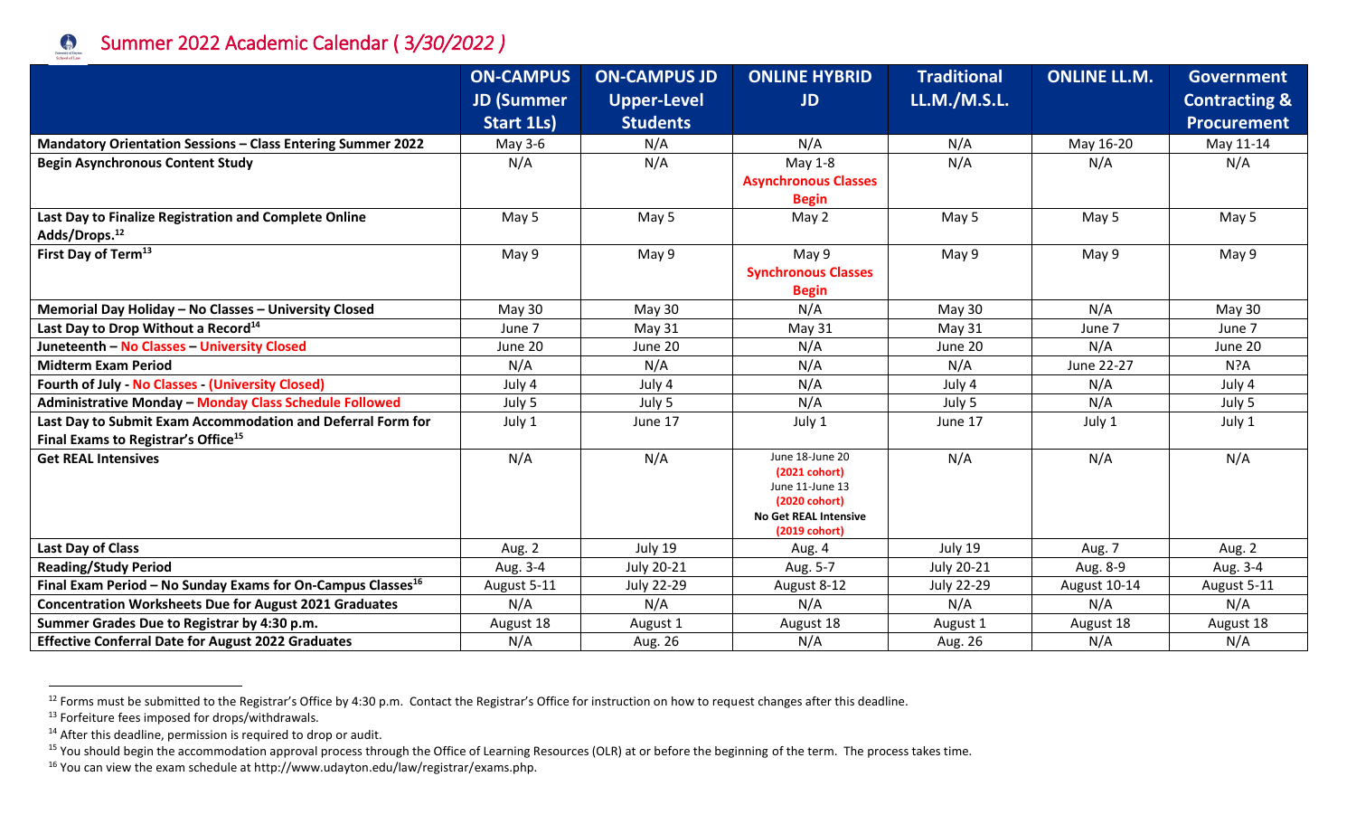# Summer 2022 Academic Calendar ( *3/30/2022* )

| | ON-CAMPUS JD (Summer Start 1Ls) | ON-CAMPUS JD Upper-Level Students | ONLINE HYBRID JD | Traditional LL.M./M.S.L. | ONLINE LL.M. | Government Contracting & Procurement |
|---|---|---|---|---|---|---|
| **Mandatory Orientation Sessions – Class Entering Summer 2022** | May 3-6 | N/A | N/A | N/A | May 16-20 | May 11-14 |
| **Begin Asynchronous Content Study** | N/A | N/A | May 1-8 **Asynchronous Classes Begin** | N/A | N/A | N/A |
| **Last Day to Finalize Registration and Complete Online Adds/Drops.**[12] | May 5 | May 5 | May 2 | May 5 | May 5 | May 5 |
| **First Day of Term**[13] | May 9 | May 9 | May 9 **Synchronous Classes Begin** | May 9 | May 9 | May 9 |
| **Memorial Day Holiday – No Classes – University Closed** | May 30 | May 30 | N/A | May 30 | N/A | May 30 |
| **Last Day to Drop Without a Record**[14] | June 7 | May 31 | May 31 | May 31 | June 7 | June 7 |
| **Juneteenth – No Classes – University Closed** | June 20 | June 20 | N/A | June 20 | N/A | June 20 |
| **Midterm Exam Period** | N/A | N/A | N/A | N/A | June 22-27 | N?A |
| **Fourth of July - No Classes - (University Closed)** | July 4 | July 4 | N/A | July 4 | N/A | July 4 |
| **Administrative Monday – Monday Class Schedule Followed** | July 5 | July 5 | N/A | July 5 | N/A | July 5 |
| **Last Day to Submit Exam Accommodation and Deferral Form for Final Exams to Registrar's Office**[15] | July 1 | June 17 | July 1 | June 17 | July 1 | July 1 |
| **Get REAL Intensives** | N/A | N/A | June 18-June 20 **(2021 cohort)** June 11-June 13 **(2020 cohort)** **No Get REAL Intensive (2019 cohort)** | N/A | N/A | N/A |
| **Last Day of Class** | Aug. 2 | July 19 | Aug. 4 | July 19 | Aug. 7 | Aug. 2 |
| **Reading/Study Period** | Aug. 3-4 | July 20-21 | Aug. 5-7 | July 20-21 | Aug. 8-9 | Aug. 3-4 |
| **Final Exam Period – No Sunday Exams for On-Campus Classes**[16] | August 5-11 | July 22-29 | August 8-12 | July 22-29 | August 10-14 | August 5-11 |
| **Concentration Worksheets Due for August 2021 Graduates** | N/A | N/A | N/A | N/A | N/A | N/A |
| **Summer Grades Due to Registrar by 4:30 p.m.** | August 18 | August 1 | August 18 | August 1 | August 18 | August 18 |
| **Effective Conferral Date for August 2022 Graduates** | N/A | Aug. 26 | N/A | Aug. 26 | N/A | N/A |

[12] Forms must be submitted to the Registrar's Office by 4:30 p.m. Contact the Registrar's Office for instruction on how to request changes after this deadline.

[13] Forfeiture fees imposed for drops/withdrawals.

[14] After this deadline, permission is required to drop or audit.

[15] You should begin the accommodation approval process through the Office of Learning Resources (OLR) at or before the beginning of the term. The process takes time.

[16] You can view the exam schedule at http://www.udayton.edu/law/registrar/exams.php.